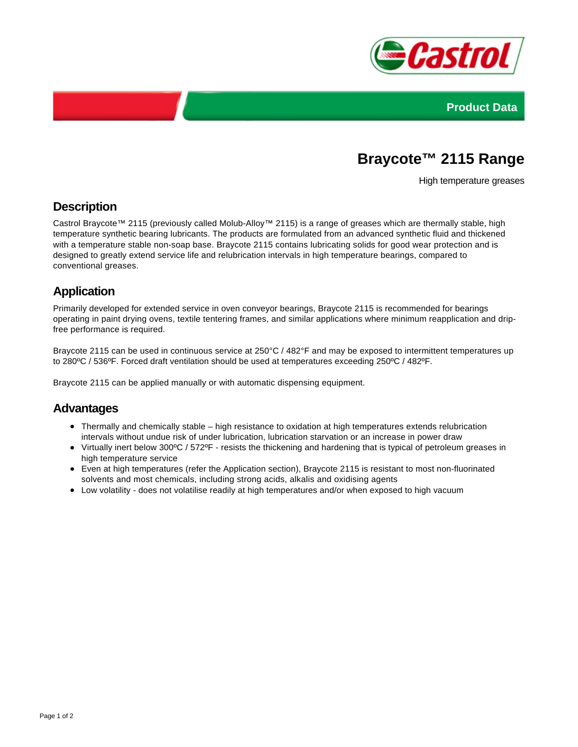Product Data

# Braycote™ 2115 Range

High temperature greases

## Description

Castrol Braycote™ 2115 (previously called Molub-Alloy™ 2115) is a range of greases which are thermally stable, high temperature synthetic bearing lubricants. The products are formulated from an advanced synthetic fluid and thickened with a temperature stable non-soap base. Braycote 2115 contains lubricating solids for good wear protection and is designed to greatly extend service life and relubrication intervals in high temperature bearings, compared to conventional greases.

## Application

Primarily developed for extended service in oven conveyor bearings, Braycote 2115 is recommended for bearings operating in paint drying ovens, textile tentering frames, and similar applications where minimum reapplication and drip-free performance is required.

Braycote 2115 can be used in continuous service at 250°C / 482°F and may be exposed to intermittent temperatures up to 280ºC / 536ºF. Forced draft ventilation should be used at temperatures exceeding 250ºC / 482ºF.

Braycote 2115 can be applied manually or with automatic dispensing equipment.

## Advantages

- Thermally and chemically stable – high resistance to oxidation at high temperatures extends relubrication intervals without undue risk of under lubrication, lubrication starvation or an increase in power draw
- Virtually inert below 300ºC / 572ºF - resists the thickening and hardening that is typical of petroleum greases in high temperature service
- Even at high temperatures (refer the Application section), Braycote 2115 is resistant to most non-fluorinated solvents and most chemicals, including strong acids, alkalis and oxidising agents
- Low volatility - does not volatilise readily at high temperatures and/or when exposed to high vacuum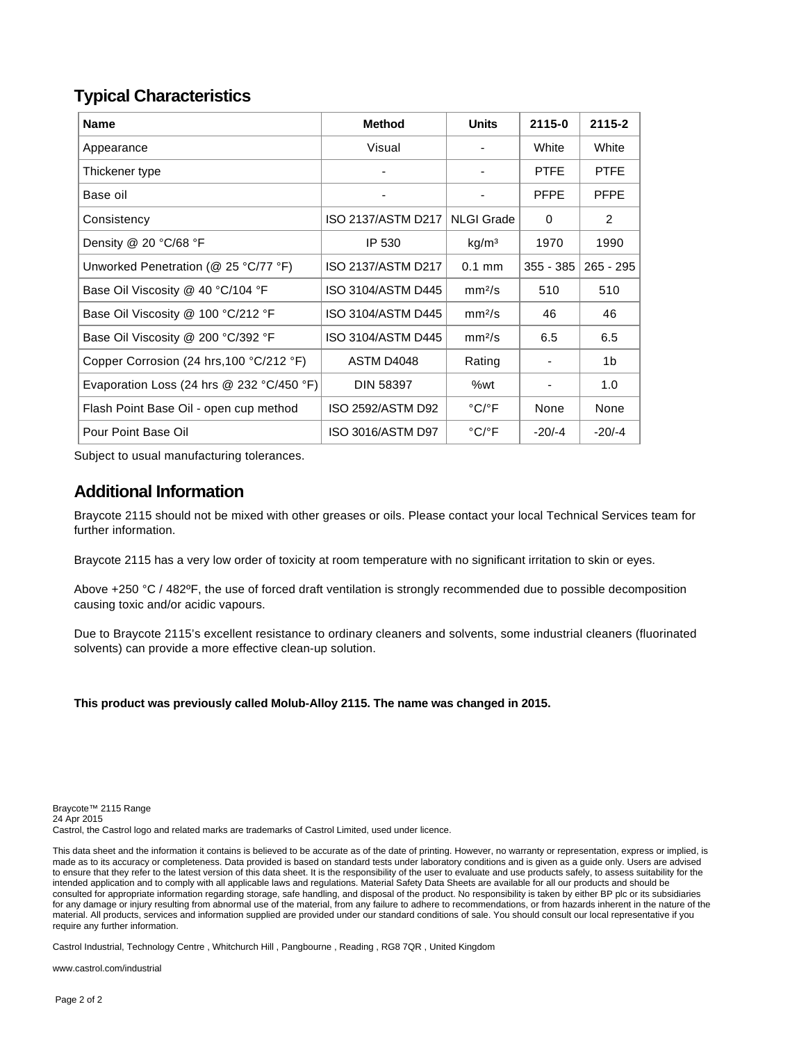## Typical Characteristics

| Name | Method | Units | 2115-0 | 2115-2 |
|---|---|---|---|---|
| Appearance | Visual | - | White | White |
| Thickener type | - | - | PTFE | PTFE |
| Base oil | - | - | PFPE | PFPE |
| Consistency | ISO 2137/ASTM D217 | NLGI Grade | 0 | 2 |
| Density @ 20 °C/68 °F | IP 530 | kg/m³ | 1970 | 1990 |
| Unworked Penetration (@ 25 °C/77 °F) | ISO 2137/ASTM D217 | 0.1 mm | 355 - 385 | 265 - 295 |
| Base Oil Viscosity @ 40 °C/104 °F | ISO 3104/ASTM D445 | mm²/s | 510 | 510 |
| Base Oil Viscosity @ 100 °C/212 °F | ISO 3104/ASTM D445 | mm²/s | 46 | 46 |
| Base Oil Viscosity @ 200 °C/392 °F | ISO 3104/ASTM D445 | mm²/s | 6.5 | 6.5 |
| Copper Corrosion (24 hrs,100 °C/212 °F) | ASTM D4048 | Rating | - | 1b |
| Evaporation Loss (24 hrs @ 232 °C/450 °F) | DIN 58397 | %wt | - | 1.0 |
| Flash Point Base Oil - open cup method | ISO 2592/ASTM D92 | °C/°F | None | None |
| Pour Point Base Oil | ISO 3016/ASTM D97 | °C/°F | -20/-4 | -20/-4 |

Subject to usual manufacturing tolerances.

## Additional Information

Braycote 2115 should not be mixed with other greases or oils. Please contact your local Technical Services team for further information.

Braycote 2115 has a very low order of toxicity at room temperature with no significant irritation to skin or eyes.

Above +250 °C / 482ºF, the use of forced draft ventilation is strongly recommended due to possible decomposition causing toxic and/or acidic vapours.

Due to Braycote 2115's excellent resistance to ordinary cleaners and solvents, some industrial cleaners (fluorinated solvents) can provide a more effective clean-up solution.

**This product was previously called Molub-Alloy 2115. The name was changed in 2015.**

Braycote™ 2115 Range
24 Apr 2015
Castrol, the Castrol logo and related marks are trademarks of Castrol Limited, used under licence.

This data sheet and the information it contains is believed to be accurate as of the date of printing. However, no warranty or representation, express or implied, is made as to its accuracy or completeness. Data provided is based on standard tests under laboratory conditions and is given as a guide only. Users are advised to ensure that they refer to the latest version of this data sheet. It is the responsibility of the user to evaluate and use products safely, to assess suitability for the intended application and to comply with all applicable laws and regulations. Material Safety Data Sheets are available for all our products and should be consulted for appropriate information regarding storage, safe handling, and disposal of the product. No responsibility is taken by either BP plc or its subsidiaries for any damage or injury resulting from abnormal use of the material, from any failure to adhere to recommendations, or from hazards inherent in the nature of the material. All products, services and information supplied are provided under our standard conditions of sale. You should consult our local representative if you require any further information.

Castrol Industrial, Technology Centre , Whitchurch Hill , Pangbourne , Reading , RG8 7QR , United Kingdom

www.castrol.com/industrial